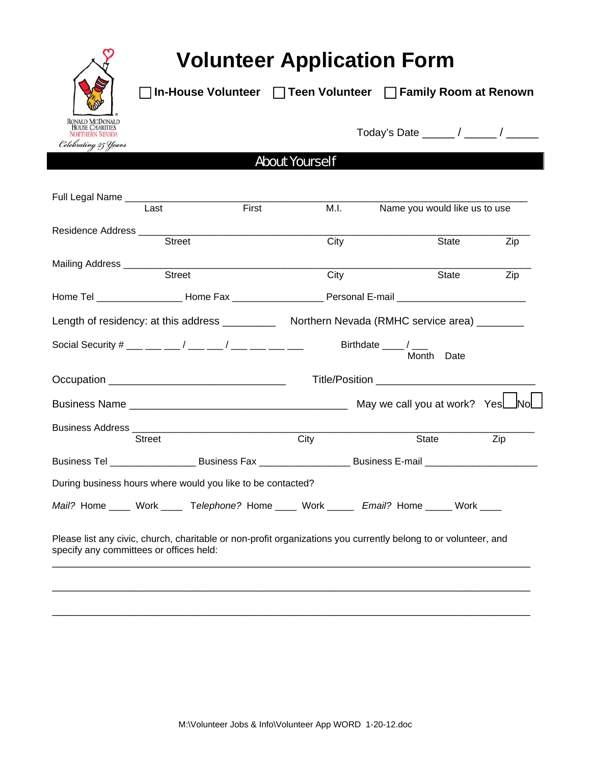RONALD MCDONALD HOUSE CHARITIES
NORTHERN NEVADA
Celebrating 25 Years

# Volunteer Application Form

☐ **In-House Volunteer** ☐ **Teen Volunteer** ☐ **Family Room at Renown**

Today's Date _____ / _____ / _____

## About Yourself

Full Legal Name ____________________________________________________________________
Last First M.I. Name you would like us to use

Residence Address ___________________________________________________________________
Street City State Zip

Mailing Address _____________________________________________________________________
Street City State Zip

Home Tel ________________ Home Fax ________________ Personal E-mail ______________________

Length of residency: at this address _________ Northern Nevada (RMHC service area) ________

Social Security # ___ ___ ___ / ___ ___ / ___ ___ ___ ___ Birthdate ____ / ___
Month Date

Occupation ______________________________ Title/Position ___________________________

Business Name _____________________________________ May we call you at work? Yes☐ No☐

Business Address ____________________________________________________________________
Street City State Zip

Business Tel ________________ Business Fax ________________ Business E-mail ____________________

During business hours where would you like to be contacted?

*Mail?* Home ____ Work ____ Telephone? Home ____ Work _____ *Email?* Home _____ Work ____

Please list any civic, church, charitable or non-profit organizations you currently belong to or volunteer, and specify any committees or offices held:

___________________________________________________________________________________

___________________________________________________________________________________

___________________________________________________________________________________

M:\Volunteer Jobs & Info\Volunteer App WORD 1-20-12.doc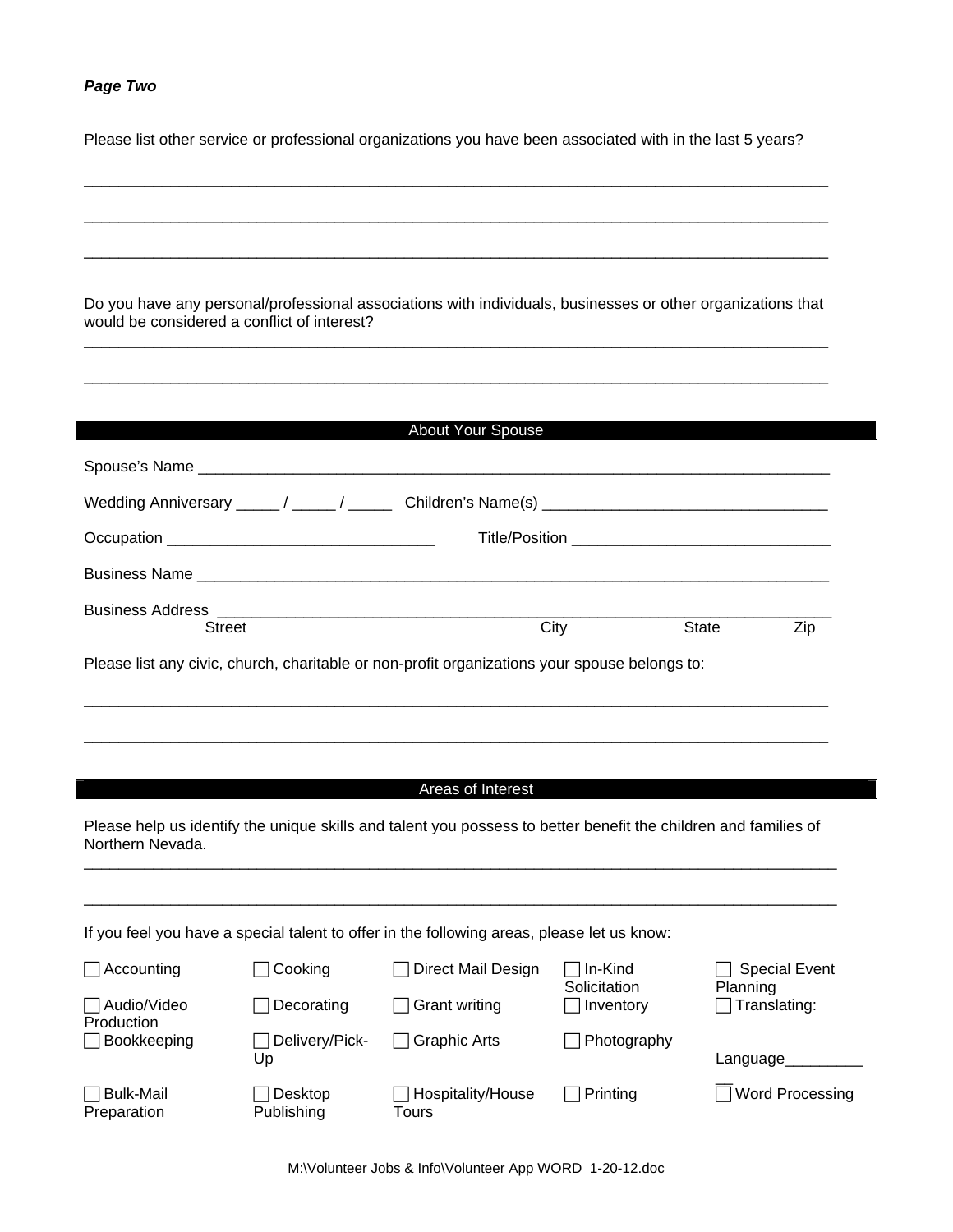***Page Two***

Please list other service or professional organizations you have been associated with in the last 5 years?

______________________________________________________________________________________

______________________________________________________________________________________

______________________________________________________________________________________

Do you have any personal/professional associations with individuals, businesses or other organizations that would be considered a conflict of interest?

______________________________________________________________________________________

______________________________________________________________________________________

## About Your Spouse

Spouse's Name ___________________________________________________________________________

Wedding Anniversary _____ / _____ / _____ Children's Name(s) _________________________________

Occupation ______________________________ Title/Position ______________________________

Business Name ___________________________________________________________________________

Business Address ________________________________________________________________________
Street City State Zip

Please list any civic, church, charitable or non-profit organizations your spouse belongs to:

______________________________________________________________________________________

______________________________________________________________________________________

## Areas of Interest

Please help us identify the unique skills and talent you possess to better benefit the children and families of Northern Nevada.

______________________________________________________________________________________

______________________________________________________________________________________

If you feel you have a special talent to offer in the following areas, please let us know:

| | | | | |
|---|---|---|---|---|
| ☐ Accounting | ☐ Cooking | ☐ Direct Mail Design | ☐ In-Kind Solicitation | ☐ Special Event Planning |
| ☐ Audio/Video Production | ☐ Decorating | ☐ Grant writing | ☐ Inventory | ☐ Translating: |
| ☐ Bookkeeping | ☐ Delivery/Pick-Up | ☐ Graphic Arts | ☐ Photography | Language_________ |
| ☐ Bulk-Mail Preparation | ☐ Desktop Publishing | ☐ Hospitality/House Tours | ☐ Printing | ☐ Word Processing |

M:\Volunteer Jobs & Info\Volunteer App WORD 1-20-12.doc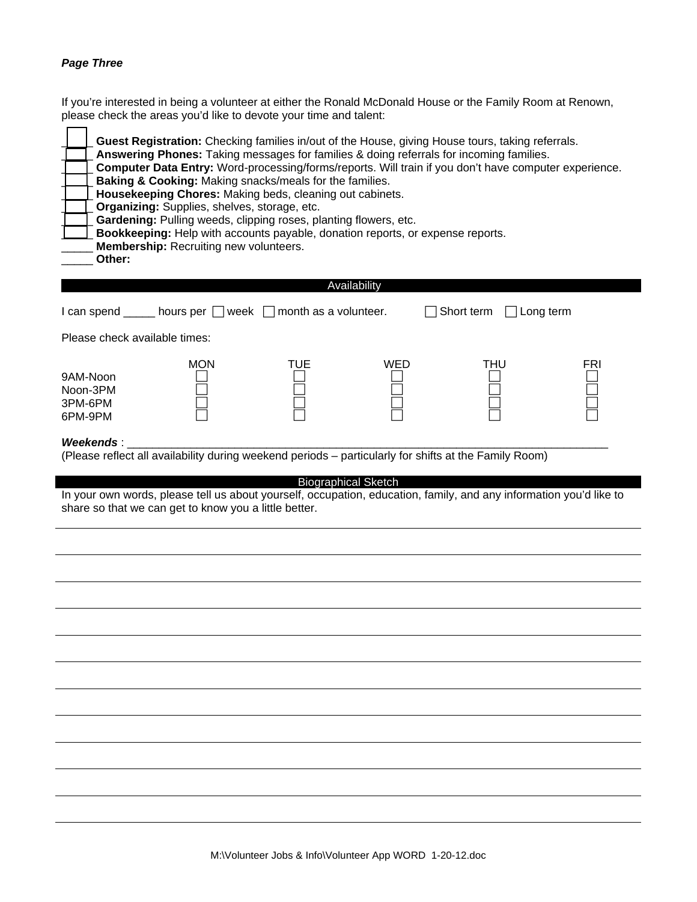***Page Three***

If you're interested in being a volunteer at either the Ronald McDonald House or the Family Room at Renown, please check the areas you'd like to devote your time and talent:

- ☐ **Guest Registration:** Checking families in/out of the House, giving House tours, taking referrals.
- ☐ **Answering Phones:** Taking messages for families & doing referrals for incoming families.
- ☐ **Computer Data Entry:** Word-processing/forms/reports. Will train if you don't have computer experience.
- ☐ **Baking & Cooking:** Making snacks/meals for the families.
- ☐ **Housekeeping Chores:** Making beds, cleaning out cabinets.
- ☐ **Organizing:** Supplies, shelves, storage, etc.
- ☐ **Gardening:** Pulling weeds, clipping roses, planting flowers, etc.
- ☐ **Bookkeeping:** Help with accounts payable, donation reports, or expense reports.
- _____ **Membership:** Recruiting new volunteers.
- _____ **Other:**

## Availability

I can spend _____ hours per ☐ week ☐ month as a volunteer. ☐ Short term ☐ Long term

Please check available times:

| | MON | TUE | WED | THU | FRI |
|---|---|---|---|---|---|
| 9AM-Noon | ☐ | ☐ | ☐ | ☐ | ☐ |
| Noon-3PM | ☐ | ☐ | ☐ | ☐ | ☐ |
| 3PM-6PM | ☐ | ☐ | ☐ | ☐ | ☐ |
| 6PM-9PM | ☐ | ☐ | ☐ | ☐ | ☐ |

***Weekends*** : ______________________________________________________________________________

(Please reflect all availability during weekend periods – particularly for shifts at the Family Room)

## Biographical Sketch

In your own words, please tell us about yourself, occupation, education, family, and any information you'd like to share so that we can get to know you a little better.

_____________________________________________________________________________________________

_____________________________________________________________________________________________

_____________________________________________________________________________________________

_____________________________________________________________________________________________

_____________________________________________________________________________________________

_____________________________________________________________________________________________

_____________________________________________________________________________________________

_____________________________________________________________________________________________

_____________________________________________________________________________________________

_____________________________________________________________________________________________

_____________________________________________________________________________________________

_____________________________________________________________________________________________

M:\Volunteer Jobs & Info\Volunteer App WORD 1-20-12.doc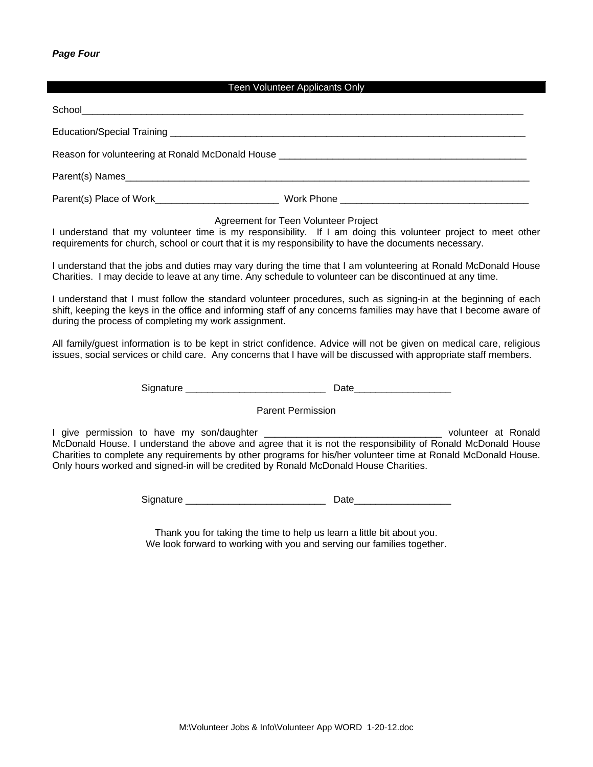***Page Four***

## Teen Volunteer Applicants Only

School_______________________________________________________________________________

Education/Special Training _______________________________________________________________

Reason for volunteering at Ronald McDonald House _____________________________________________

Parent(s) Names_________________________________________________________________________

Parent(s) Place of Work_______________________ Work Phone __________________________________

### Agreement for Teen Volunteer Project

I understand that my volunteer time is my responsibility. If I am doing this volunteer project to meet other requirements for church, school or court that it is my responsibility to have the documents necessary.

I understand that the jobs and duties may vary during the time that I am volunteering at Ronald McDonald House Charities. I may decide to leave at any time. Any schedule to volunteer can be discontinued at any time.

I understand that I must follow the standard volunteer procedures, such as signing-in at the beginning of each shift, keeping the keys in the office and informing staff of any concerns families may have that I become aware of during the process of completing my work assignment.

All family/guest information is to be kept in strict confidence. Advice will not be given on medical care, religious issues, social services or child care. Any concerns that I have will be discussed with appropriate staff members.

Signature __________________________ Date__________________

### Parent Permission

I give permission to have my son/daughter _________________________________ volunteer at Ronald McDonald House. I understand the above and agree that it is not the responsibility of Ronald McDonald House Charities to complete any requirements by other programs for his/her volunteer time at Ronald McDonald House. Only hours worked and signed-in will be credited by Ronald McDonald House Charities.

Signature __________________________ Date__________________

Thank you for taking the time to help us learn a little bit about you.
We look forward to working with you and serving our families together.